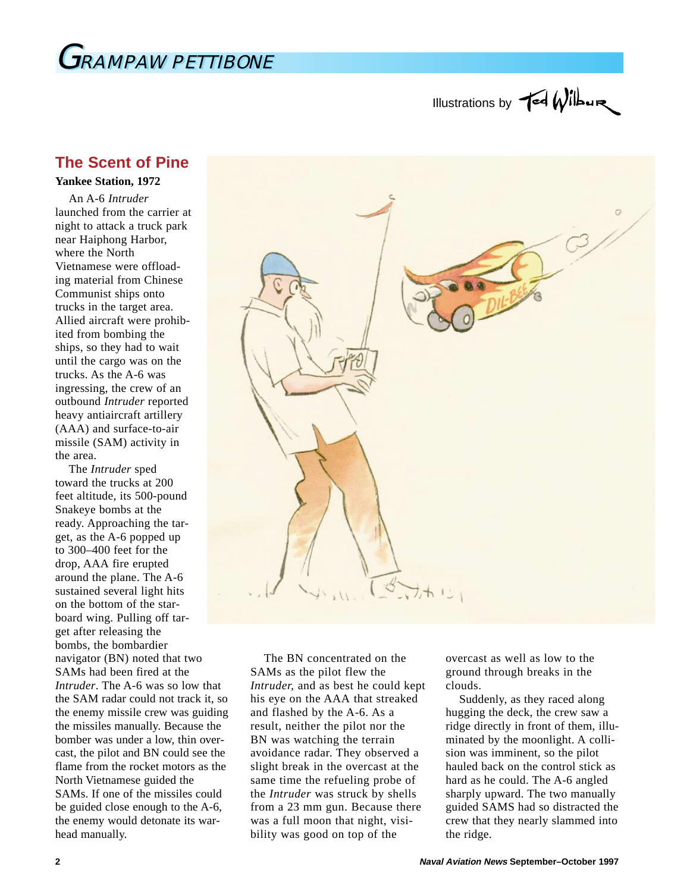# GRAMPAW PETTIBONE

Illustrations by Ted Wilbur

## The Scent of Pine

**Yankee Station, 1972**

An A-6 *Intruder* launched from the carrier at night to attack a truck park near Haiphong Harbor, where the North Vietnamese were offloading material from Chinese Communist ships onto trucks in the target area. Allied aircraft were prohibited from bombing the ships, so they had to wait until the cargo was on the trucks. As the A-6 was ingressing, the crew of an outbound *Intruder* reported heavy antiaircraft artillery (AAA) and surface-to-air missile (SAM) activity in the area.

The *Intruder* sped toward the trucks at 200 feet altitude, its 500-pound Snakeye bombs at the ready. Approaching the target, as the A-6 popped up to 300–400 feet for the drop, AAA fire erupted around the plane. The A-6 sustained several light hits on the bottom of the starboard wing. Pulling off target after releasing the bombs, the bombardier navigator (BN) noted that two SAMs had been fired at the *Intruder*. The A-6 was so low that the SAM radar could not track it, so the enemy missile crew was guiding the missiles manually. Because the bomber was under a low, thin overcast, the pilot and BN could see the flame from the rocket motors as the North Vietnamese guided the SAMs. If one of the missiles could be guided close enough to the A-6, the enemy would detonate its warhead manually.

The BN concentrated on the SAMs as the pilot flew the *Intruder,* and as best he could kept his eye on the AAA that streaked and flashed by the A-6. As a result, neither the pilot nor the BN was watching the terrain avoidance radar. They observed a slight break in the overcast at the same time the refueling probe of the *Intruder* was struck by shells from a 23 mm gun. Because there was a full moon that night, visibility was good on top of the overcast as well as low to the ground through breaks in the clouds.

Suddenly, as they raced along hugging the deck, the crew saw a ridge directly in front of them, illuminated by the moonlight. A collision was imminent, so the pilot hauled back on the control stick as hard as he could. The A-6 angled sharply upward. The two manually guided SAMS had so distracted the crew that they nearly slammed into the ridge.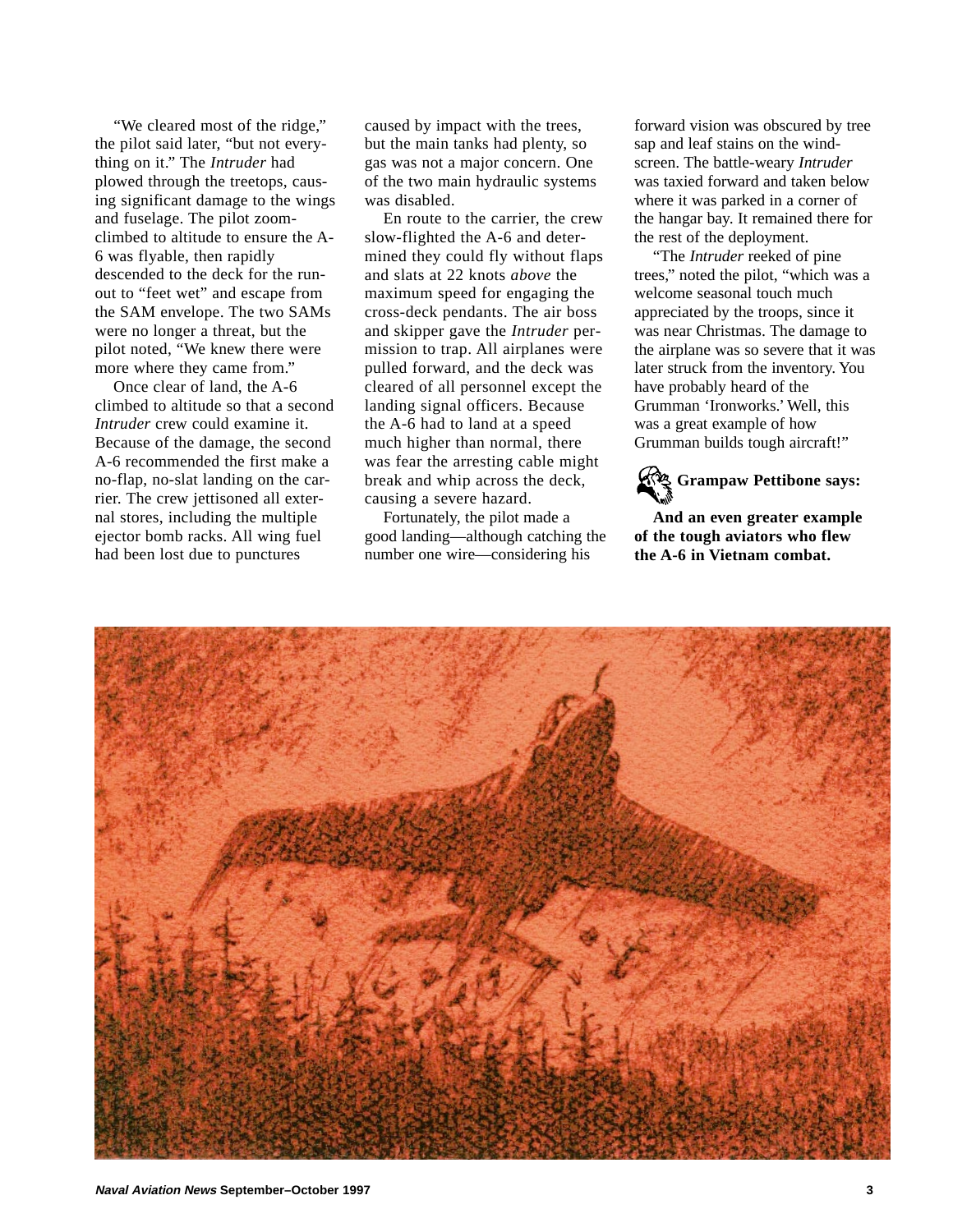"We cleared most of the ridge," the pilot said later, "but not everything on it." The *Intruder* had plowed through the treetops, causing significant damage to the wings and fuselage. The pilot zoom-climbed to altitude to ensure the A-6 was flyable, then rapidly descended to the deck for the run-out to "feet wet" and escape from the SAM envelope. The two SAMs were no longer a threat, but the pilot noted, "We knew there were more where they came from."

Once clear of land, the A-6 climbed to altitude so that a second *Intruder* crew could examine it. Because of the damage, the second A-6 recommended the first make a no-flap, no-slat landing on the carrier. The crew jettisoned all external stores, including the multiple ejector bomb racks. All wing fuel had been lost due to punctures caused by impact with the trees, but the main tanks had plenty, so gas was not a major concern. One of the two main hydraulic systems was disabled.

En route to the carrier, the crew slow-flighted the A-6 and determined they could fly without flaps and slats at 22 knots *above* the maximum speed for engaging the cross-deck pendants. The air boss and skipper gave the *Intruder* permission to trap. All airplanes were pulled forward, and the deck was cleared of all personnel except the landing signal officers. Because the A-6 had to land at a speed much higher than normal, there was fear the arresting cable might break and whip across the deck, causing a severe hazard.

Fortunately, the pilot made a good landing—although catching the number one wire—considering his forward vision was obscured by tree sap and leaf stains on the windscreen. The battle-weary *Intruder* was taxied forward and taken below where it was parked in a corner of the hangar bay. It remained there for the rest of the deployment.

"The *Intruder* reeked of pine trees," noted the pilot, "which was a welcome seasonal touch much appreciated by the troops, since it was near Christmas. The damage to the airplane was so severe that it was later struck from the inventory. You have probably heard of the Grumman 'Ironworks.' Well, this was a great example of how Grumman builds tough aircraft!"

**Grampaw Pettibone says:**

**And an even greater example of the tough aviators who flew the A-6 in Vietnam combat.**